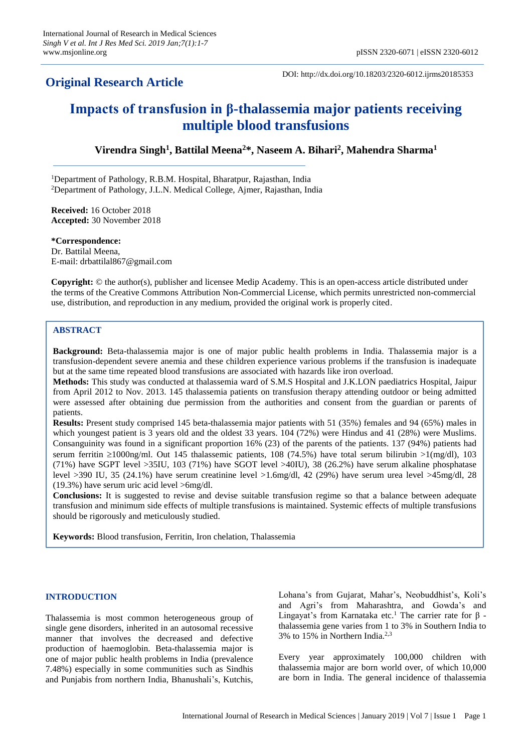## Original Research Article

DOI: http://dx.doi.org/10.18203/2320-6012.ijrms20185353

# Impacts of transfusion in β-thalassemia major patients receiving multiple blood transfusions

**Virendra Singh[1], Battilal Meena[2]*, Naseem A. Bihari[2], Mahendra Sharma[1]**

[1]Department of Pathology, R.B.M. Hospital, Bharatpur, Rajasthan, India
[2]Department of Pathology, J.L.N. Medical College, Ajmer, Rajasthan, India

**Received:** 16 October 2018
**Accepted:** 30 November 2018

***Correspondence:**
Dr. Battilal Meena,
E-mail: drbattilal867@gmail.com

**Copyright:** © the author(s), publisher and licensee Medip Academy. This is an open-access article distributed under the terms of the Creative Commons Attribution Non-Commercial License, which permits unrestricted non-commercial use, distribution, and reproduction in any medium, provided the original work is properly cited.

## ABSTRACT

**Background:** Beta-thalassemia major is one of major public health problems in India. Thalassemia major is a transfusion-dependent severe anemia and these children experience various problems if the transfusion is inadequate but at the same time repeated blood transfusions are associated with hazards like iron overload.

**Methods:** This study was conducted at thalassemia ward of S.M.S Hospital and J.K.LON paediatrics Hospital, Jaipur from April 2012 to Nov. 2013. 145 thalassemia patients on transfusion therapy attending outdoor or being admitted were assessed after obtaining due permission from the authorities and consent from the guardian or parents of patients.

**Results:** Present study comprised 145 beta-thalassemia major patients with 51 (35%) females and 94 (65%) males in which youngest patient is 3 years old and the oldest 33 years. 104 (72%) were Hindus and 41 (28%) were Muslims. Consanguinity was found in a significant proportion 16% (23) of the parents of the patients. 137 (94%) patients had serum ferritin ≥1000ng/ml. Out 145 thalassemic patients, 108 (74.5%) have total serum bilirubin >1(mg/dl), 103 (71%) have SGPT level >35IU, 103 (71%) have SGOT level >40IU), 38 (26.2%) have serum alkaline phosphatase level >390 IU, 35 (24.1%) have serum creatinine level >1.6mg/dl, 42 (29%) have serum urea level >45mg/dl, 28 (19.3%) have serum uric acid level >6mg/dl.

**Conclusions:** It is suggested to revise and devise suitable transfusion regime so that a balance between adequate transfusion and minimum side effects of multiple transfusions is maintained. Systemic effects of multiple transfusions should be rigorously and meticulously studied.

**Keywords:** Blood transfusion, Ferritin, Iron chelation, Thalassemia

## INTRODUCTION

Thalassemia is most common heterogeneous group of single gene disorders, inherited in an autosomal recessive manner that involves the decreased and defective production of haemoglobin. Beta-thalassemia major is one of major public health problems in India (prevalence 7.48%) especially in some communities such as Sindhis and Punjabis from northern India, Bhanushali's, Kutchis, Lohana's from Gujarat, Mahar's, Neobuddhist's, Koli's and Agri's from Maharashtra, and Gowda's and Lingayat's from Karnataka etc.[1] The carrier rate for β-thalassemia gene varies from 1 to 3% in Southern India to 3% to 15% in Northern India.[2,3]

Every year approximately 100,000 children with thalassemia major are born world over, of which 10,000 are born in India. The general incidence of thalassemia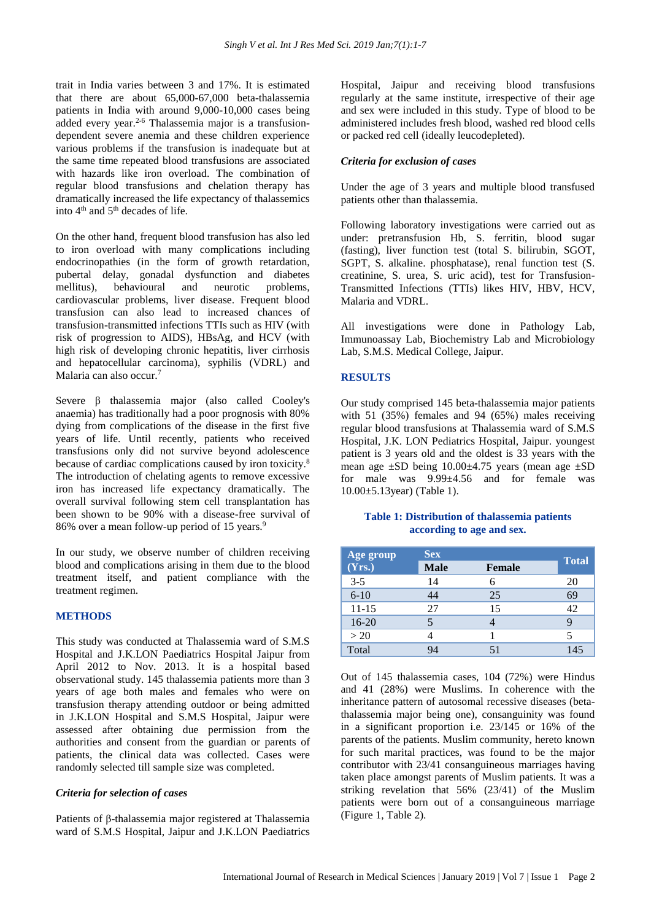trait in India varies between 3 and 17%. It is estimated that there are about 65,000-67,000 beta-thalassemia patients in India with around 9,000-10,000 cases being added every year.[2-6] Thalassemia major is a transfusion-dependent severe anemia and these children experience various problems if the transfusion is inadequate but at the same time repeated blood transfusions are associated with hazards like iron overload. The combination of regular blood transfusions and chelation therapy has dramatically increased the life expectancy of thalassemics into 4th and 5th decades of life.

On the other hand, frequent blood transfusion has also led to iron overload with many complications including endocrinopathies (in the form of growth retardation, pubertal delay, gonadal dysfunction and diabetes mellitus), behavioural and neurotic problems, cardiovascular problems, liver disease. Frequent blood transfusion can also lead to increased chances of transfusion-transmitted infections TTIs such as HIV (with risk of progression to AIDS), HBsAg, and HCV (with high risk of developing chronic hepatitis, liver cirrhosis and hepatocellular carcinoma), syphilis (VDRL) and Malaria can also occur.[7]

Severe β thalassemia major (also called Cooley's anaemia) has traditionally had a poor prognosis with 80% dying from complications of the disease in the first five years of life. Until recently, patients who received transfusions only did not survive beyond adolescence because of cardiac complications caused by iron toxicity.[8] The introduction of chelating agents to remove excessive iron has increased life expectancy dramatically. The overall survival following stem cell transplantation has been shown to be 90% with a disease-free survival of 86% over a mean follow-up period of 15 years.[9]

In our study, we observe number of children receiving blood and complications arising in them due to the blood treatment itself, and patient compliance with the treatment regimen.

## METHODS

This study was conducted at Thalassemia ward of S.M.S Hospital and J.K.LON Paediatrics Hospital Jaipur from April 2012 to Nov. 2013. It is a hospital based observational study. 145 thalassemia patients more than 3 years of age both males and females who were on transfusion therapy attending outdoor or being admitted in J.K.LON Hospital and S.M.S Hospital, Jaipur were assessed after obtaining due permission from the authorities and consent from the guardian or parents of patients, the clinical data was collected. Cases were randomly selected till sample size was completed.

### *Criteria for selection of cases*

Patients of β-thalassemia major registered at Thalassemia ward of S.M.S Hospital, Jaipur and J.K.LON Paediatrics Hospital, Jaipur and receiving blood transfusions regularly at the same institute, irrespective of their age and sex were included in this study. Type of blood to be administered includes fresh blood, washed red blood cells or packed red cell (ideally leucodepleted).

### *Criteria for exclusion of cases*

Under the age of 3 years and multiple blood transfused patients other than thalassemia.

Following laboratory investigations were carried out as under: pretransfusion Hb, S. ferritin, blood sugar (fasting), liver function test (total S. bilirubin, SGOT, SGPT, S. alkaline. phosphatase), renal function test (S. creatinine, S. urea, S. uric acid), test for Transfusion-Transmitted Infections (TTIs) likes HIV, HBV, HCV, Malaria and VDRL.

All investigations were done in Pathology Lab, Immunoassay Lab, Biochemistry Lab and Microbiology Lab, S.M.S. Medical College, Jaipur.

## RESULTS

Our study comprised 145 beta-thalassemia major patients with 51 (35%) females and 94 (65%) males receiving regular blood transfusions at Thalassemia ward of S.M.S Hospital, J.K. LON Pediatrics Hospital, Jaipur. youngest patient is 3 years old and the oldest is 33 years with the mean age ±SD being 10.00±4.75 years (mean age ±SD for male was 9.99±4.56 and for female was 10.00±5.13year) (Table 1).

**Table 1: Distribution of thalassemia patients according to age and sex.**

| Age group (Yrs.) | Sex | | Total |
|---|---|---|---|
| | Male | Female | |
| 3-5 | 14 | 6 | 20 |
| 6-10 | 44 | 25 | 69 |
| 11-15 | 27 | 15 | 42 |
| 16-20 | 5 | 4 | 9 |
| > 20 | 4 | 1 | 5 |
| Total | 94 | 51 | 145 |

Out of 145 thalassemia cases, 104 (72%) were Hindus and 41 (28%) were Muslims. In coherence with the inheritance pattern of autosomal recessive diseases (beta-thalassemia major being one), consanguinity was found in a significant proportion i.e. 23/145 or 16% of the parents of the patients. Muslim community, hereto known for such marital practices, was found to be the major contributor with 23/41 consanguineous marriages having taken place amongst parents of Muslim patients. It was a striking revelation that 56% (23/41) of the Muslim patients were born out of a consanguineous marriage (Figure 1, Table 2).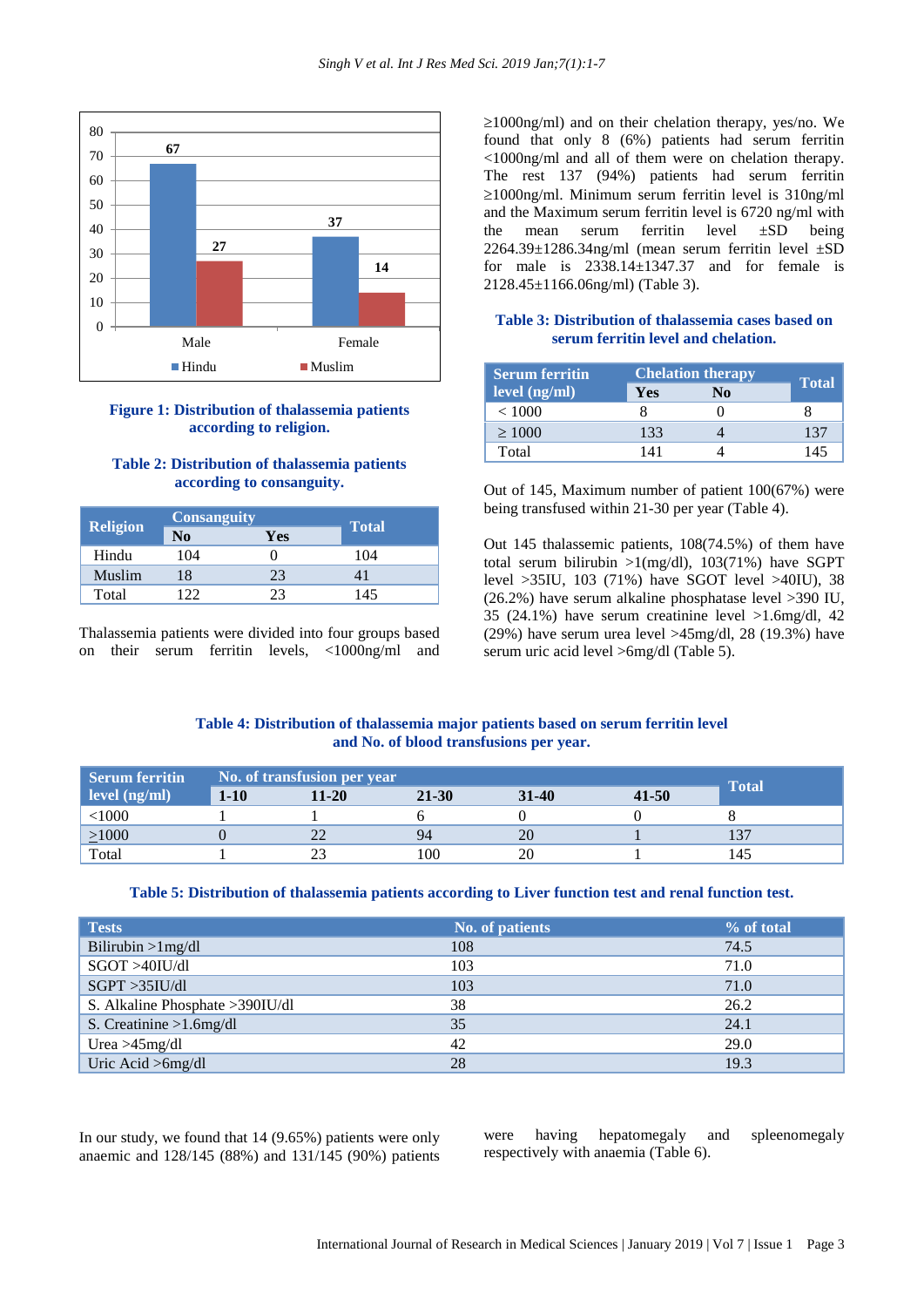**Figure 1: Distribution of thalassemia patients according to religion.**

**Table 2: Distribution of thalassemia patients according to consanguity.**

| Religion | Consanguity | | Total |
|---|---|---|---|
| | No | Yes | |
| Hindu | 104 | 0 | 104 |
| Muslim | 18 | 23 | 41 |
| Total | 122 | 23 | 145 |

Thalassemia patients were divided into four groups based on their serum ferritin levels, <1000ng/ml and ≥1000ng/ml and on their chelation therapy, yes/no. We found that only 8 (6%) patients had serum ferritin <1000ng/ml and all of them were on chelation therapy. The rest 137 (94%) patients had serum ferritin ≥1000ng/ml. Minimum serum ferritin level is 310ng/ml and the Maximum serum ferritin level is 6720 ng/ml with the mean serum ferritin level ±SD being 2264.39±1286.34ng/ml (mean serum ferritin level ±SD for male is 2338.14±1347.37 and for female is 2128.45±1166.06ng/ml) (Table 3).

**Table 3: Distribution of thalassemia cases based on serum ferritin level and chelation.**

| Serum ferritin level (ng/ml) | Chelation therapy | | Total |
|---|---|---|---|
| | Yes | No | |
| < 1000 | 8 | 0 | 8 |
| ≥ 1000 | 133 | 4 | 137 |
| Total | 141 | 4 | 145 |

Out of 145, Maximum number of patient 100(67%) were being transfused within 21-30 per year (Table 4).

Out 145 thalassemic patients, 108(74.5%) of them have total serum bilirubin >1(mg/dl), 103(71%) have SGPT level >35IU, 103 (71%) have SGOT level >40IU), 38 (26.2%) have serum alkaline phosphatase level >390 IU, 35 (24.1%) have serum creatinine level >1.6mg/dl, 42 (29%) have serum urea level >45mg/dl, 28 (19.3%) have serum uric acid level >6mg/dl (Table 5).

**Table 4: Distribution of thalassemia major patients based on serum ferritin level and No. of blood transfusions per year.**

| Serum ferritin level (ng/ml) | No. of transfusion per year | | | | | Total |
|---|---|---|---|---|---|---|
| | 1-10 | 11-20 | 21-30 | 31-40 | 41-50 | |
| <1000 | 1 | 1 | 6 | 0 | 0 | 8 |
| ≥1000 | 0 | 22 | 94 | 20 | 1 | 137 |
| Total | 1 | 23 | 100 | 20 | 1 | 145 |

**Table 5: Distribution of thalassemia patients according to Liver function test and renal function test.**

| Tests | No. of patients | % of total |
|---|---|---|
| Bilirubin >1mg/dl | 108 | 74.5 |
| SGOT >40IU/dl | 103 | 71.0 |
| SGPT >35IU/dl | 103 | 71.0 |
| S. Alkaline Phosphate >390IU/dl | 38 | 26.2 |
| S. Creatinine >1.6mg/dl | 35 | 24.1 |
| Urea >45mg/dl | 42 | 29.0 |
| Uric Acid >6mg/dl | 28 | 19.3 |

In our study, we found that 14 (9.65%) patients were only anaemic and 128/145 (88%) and 131/145 (90%) patients were having hepatomegaly and spleenomegaly respectively with anaemia (Table 6).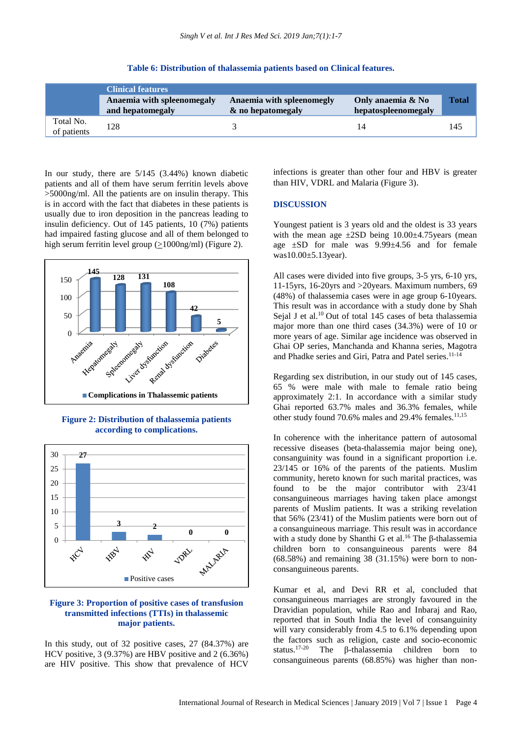**Table 6: Distribution of thalassemia patients based on Clinical features.**

| | Clinical features | | | Total |
|---|---|---|---|---|
| | Anaemia with splenomegaly and hepatomegaly | Anaemia with splenomegly & no hepatomegaly | Only anaemia & No hepatospleenomegaly | |
| Total No. of patients | 128 | 3 | 14 | 145 |

In our study, there are 5/145 (3.44%) known diabetic patients and all of them have serum ferritin levels above >5000ng/ml. All the patients are on insulin therapy. This is in accord with the fact that diabetes in these patients is usually due to iron deposition in the pancreas leading to insulin deficiency. Out of 145 patients, 10 (7%) patients had impaired fasting glucose and all of them belonged to high serum ferritin level group (≥1000ng/ml) (Figure 2).

**Figure 2: Distribution of thalassemia patients according to complications.**

**Figure 3: Proportion of positive cases of transfusion transmitted infections (TTIs) in thalassemic major patients.**

In this study, out of 32 positive cases, 27 (84.37%) are HCV positive, 3 (9.37%) are HBV positive and 2 (6.36%) are HIV positive. This show that prevalence of HCV infections is greater than other four and HBV is greater than HIV, VDRL and Malaria (Figure 3).

## DISCUSSION

Youngest patient is 3 years old and the oldest is 33 years with the mean age ±2SD being 10.00±4.75years (mean age ±SD for male was 9.99±4.56 and for female was10.00±5.13year).

All cases were divided into five groups, 3-5 yrs, 6-10 yrs, 11-15yrs, 16-20yrs and >20years. Maximum numbers, 69 (48%) of thalassemia cases were in age group 6-10years. This result was in accordance with a study done by Shah Sejal J et al.[10] Out of total 145 cases of beta thalassemia major more than one third cases (34.3%) were of 10 or more years of age. Similar age incidence was observed in Ghai OP series, Manchanda and Khanna series, Magotra and Phadke series and Giri, Patra and Patel series.[11-14]

Regarding sex distribution, in our study out of 145 cases, 65 % were male with male to female ratio being approximately 2:1. In accordance with a similar study Ghai reported 63.7% males and 36.3% females, while other study found 70.6% males and 29.4% females.[11,15]

In coherence with the inheritance pattern of autosomal recessive diseases (beta-thalassemia major being one), consanguinity was found in a significant proportion i.e. 23/145 or 16% of the parents of the patients. Muslim community, hereto known for such marital practices, was found to be the major contributor with 23/41 consanguineous marriages having taken place amongst parents of Muslim patients. It was a striking revelation that 56% (23/41) of the Muslim patients were born out of a consanguineous marriage. This result was in accordance with a study done by Shanthi G et al.[16] The β-thalassemia children born to consanguineous parents were 84 (68.58%) and remaining 38 (31.15%) were born to non-consanguineous parents.

Kumar et al, and Devi RR et al, concluded that consanguineous marriages are strongly favoured in the Dravidian population, while Rao and Inbaraj and Rao, reported that in South India the level of consanguinity will vary considerably from 4.5 to 6.1% depending upon the factors such as religion, caste and socio-economic status.[17-20] The β-thalassemia children born to consanguineous parents (68.85%) was higher than non-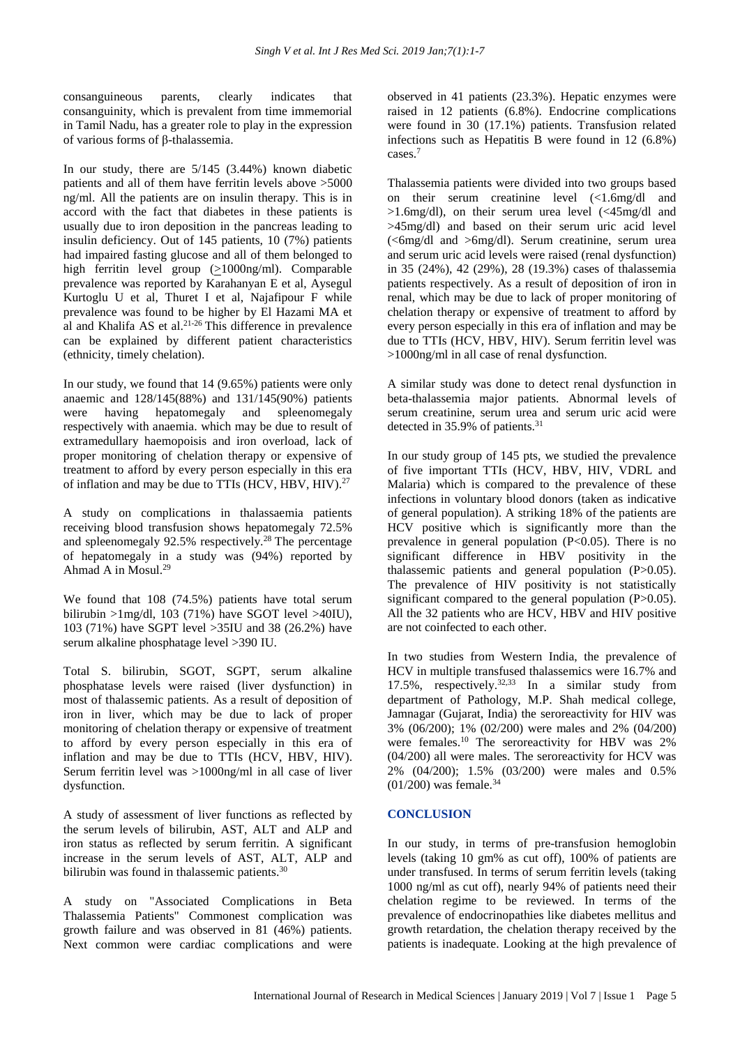consanguineous parents, clearly indicates that consanguinity, which is prevalent from time immemorial in Tamil Nadu, has a greater role to play in the expression of various forms of β-thalassemia.

In our study, there are 5/145 (3.44%) known diabetic patients and all of them have ferritin levels above >5000 ng/ml. All the patients are on insulin therapy. This is in accord with the fact that diabetes in these patients is usually due to iron deposition in the pancreas leading to insulin deficiency. Out of 145 patients, 10 (7%) patients had impaired fasting glucose and all of them belonged to high ferritin level group (≥1000ng/ml). Comparable prevalence was reported by Karahanyan E et al, Aysegul Kurtoglu U et al, Thuret I et al, Najafipour F while prevalence was found to be higher by El Hazami MA et al and Khalifa AS et al.[21-26] This difference in prevalence can be explained by different patient characteristics (ethnicity, timely chelation).

In our study, we found that 14 (9.65%) patients were only anaemic and 128/145(88%) and 131/145(90%) patients were having hepatomegaly and spleenomegaly respectively with anaemia. which may be due to result of extramedullary haemopoisis and iron overload, lack of proper monitoring of chelation therapy or expensive of treatment to afford by every person especially in this era of inflation and may be due to TTIs (HCV, HBV, HIV).[27]

A study on complications in thalassaemia patients receiving blood transfusion shows hepatomegaly 72.5% and spleenomegaly 92.5% respectively.[28] The percentage of hepatomegaly in a study was (94%) reported by Ahmad A in Mosul.[29]

We found that 108 (74.5%) patients have total serum bilirubin >1mg/dl, 103 (71%) have SGOT level >40IU), 103 (71%) have SGPT level >35IU and 38 (26.2%) have serum alkaline phosphatage level >390 IU.

Total S. bilirubin, SGOT, SGPT, serum alkaline phosphatase levels were raised (liver dysfunction) in most of thalassemic patients. As a result of deposition of iron in liver, which may be due to lack of proper monitoring of chelation therapy or expensive of treatment to afford by every person especially in this era of inflation and may be due to TTIs (HCV, HBV, HIV). Serum ferritin level was >1000ng/ml in all case of liver dysfunction.

A study of assessment of liver functions as reflected by the serum levels of bilirubin, AST, ALT and ALP and iron status as reflected by serum ferritin. A significant increase in the serum levels of AST, ALT, ALP and bilirubin was found in thalassemic patients.[30]

A study on "Associated Complications in Beta Thalassemia Patients" Commonest complication was growth failure and was observed in 81 (46%) patients. Next common were cardiac complications and were observed in 41 patients (23.3%). Hepatic enzymes were raised in 12 patients (6.8%). Endocrine complications were found in 30 (17.1%) patients. Transfusion related infections such as Hepatitis B were found in 12 (6.8%) cases.[7]

Thalassemia patients were divided into two groups based on their serum creatinine level (<1.6mg/dl and >1.6mg/dl), on their serum urea level (<45mg/dl and >45mg/dl) and based on their serum uric acid level (<6mg/dl and >6mg/dl). Serum creatinine, serum urea and serum uric acid levels were raised (renal dysfunction) in 35 (24%), 42 (29%), 28 (19.3%) cases of thalassemia patients respectively. As a result of deposition of iron in renal, which may be due to lack of proper monitoring of chelation therapy or expensive of treatment to afford by every person especially in this era of inflation and may be due to TTIs (HCV, HBV, HIV). Serum ferritin level was >1000ng/ml in all case of renal dysfunction.

A similar study was done to detect renal dysfunction in beta-thalassemia major patients. Abnormal levels of serum creatinine, serum urea and serum uric acid were detected in 35.9% of patients.[31]

In our study group of 145 pts, we studied the prevalence of five important TTIs (HCV, HBV, HIV, VDRL and Malaria) which is compared to the prevalence of these infections in voluntary blood donors (taken as indicative of general population). A striking 18% of the patients are HCV positive which is significantly more than the prevalence in general population (P<0.05). There is no significant difference in HBV positivity in the thalassemic patients and general population (P>0.05). The prevalence of HIV positivity is not statistically significant compared to the general population (P>0.05). All the 32 patients who are HCV, HBV and HIV positive are not coinfected to each other.

In two studies from Western India, the prevalence of HCV in multiple transfused thalassemics were 16.7% and 17.5%, respectively.[32,33] In a similar study from department of Pathology, M.P. Shah medical college, Jamnagar (Gujarat, India) the seroreactivity for HIV was 3% (06/200); 1% (02/200) were males and 2% (04/200) were females.[10] The seroreactivity for HBV was 2% (04/200) all were males. The seroreactivity for HCV was 2% (04/200); 1.5% (03/200) were males and 0.5% (01/200) was female.[34]

## CONCLUSION

In our study, in terms of pre-transfusion hemoglobin levels (taking 10 gm% as cut off), 100% of patients are under transfused. In terms of serum ferritin levels (taking 1000 ng/ml as cut off), nearly 94% of patients need their chelation regime to be reviewed. In terms of the prevalence of endocrinopathies like diabetes mellitus and growth retardation, the chelation therapy received by the patients is inadequate. Looking at the high prevalence of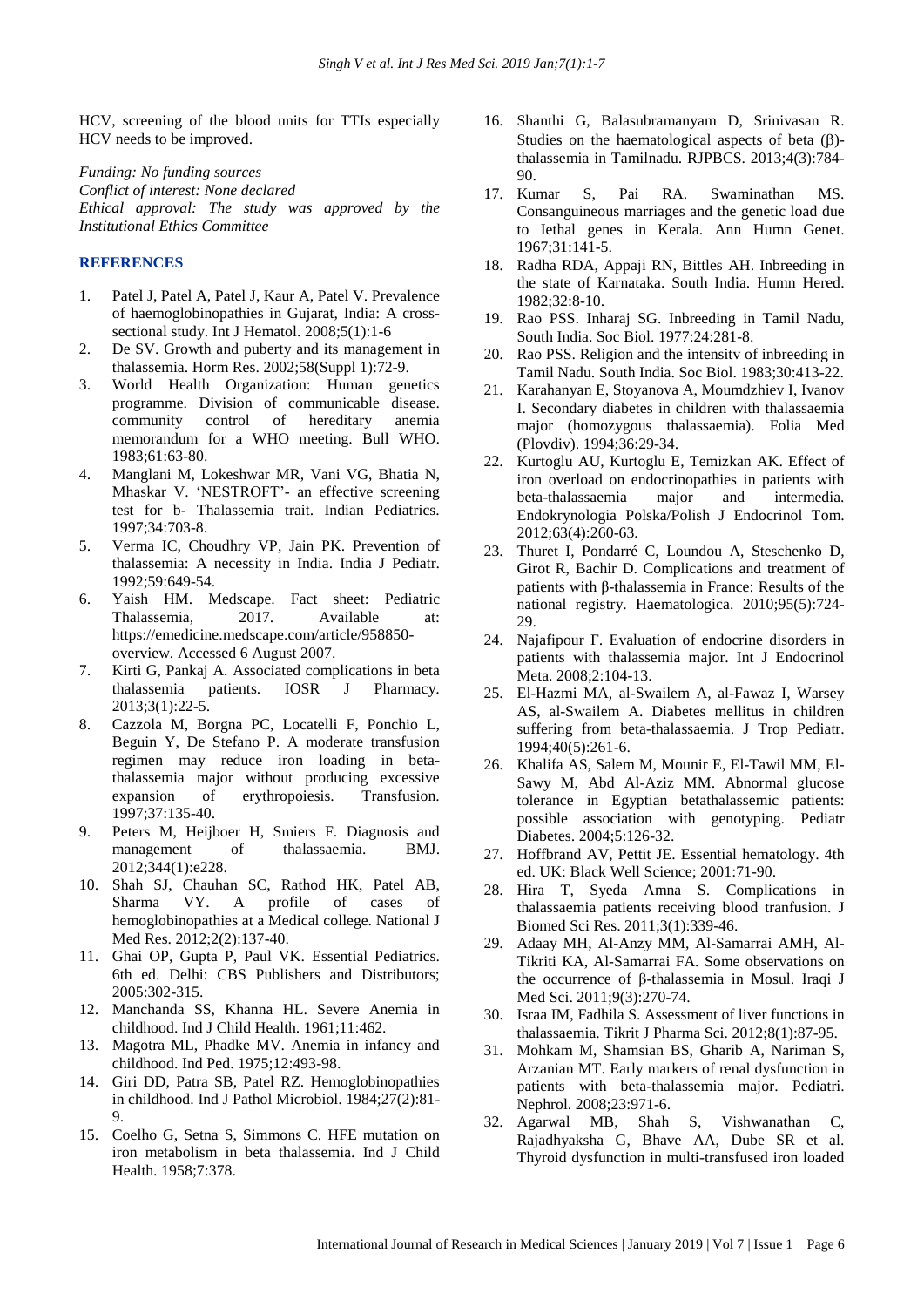HCV, screening of the blood units for TTIs especially HCV needs to be improved.

*Funding: No funding sources*
*Conflict of interest: None declared*
*Ethical approval: The study was approved by the Institutional Ethics Committee*

## REFERENCES

1. Patel J, Patel A, Patel J, Kaur A, Patel V. Prevalence of haemoglobinopathies in Gujarat, India: A cross-sectional study. Int J Hematol. 2008;5(1):1-6
2. De SV. Growth and puberty and its management in thalassemia. Horm Res. 2002;58(Suppl 1):72-9.
3. World Health Organization: Human genetics programme. Division of communicable disease. community control of hereditary anemia memorandum for a WHO meeting. Bull WHO. 1983;61:63-80.
4. Manglani M, Lokeshwar MR, Vani VG, Bhatia N, Mhaskar V. 'NESTROFT'- an effective screening test for b- Thalassemia trait. Indian Pediatrics. 1997;34:703-8.
5. Verma IC, Choudhry VP, Jain PK. Prevention of thalassemia: A necessity in India. India J Pediatr. 1992;59:649-54.
6. Yaish HM. Medscape. Fact sheet: Pediatric Thalassemia, 2017. Available at: https://emedicine.medscape.com/article/958850-overview. Accessed 6 August 2007.
7. Kirti G, Pankaj A. Associated complications in beta thalassemia patients. IOSR J Pharmacy. 2013;3(1):22-5.
8. Cazzola M, Borgna PC, Locatelli F, Ponchio L, Beguin Y, De Stefano P. A moderate transfusion regimen may reduce iron loading in beta-thalassemia major without producing excessive expansion of erythropoiesis. Transfusion. 1997;37:135-40.
9. Peters M, Heijboer H, Smiers F. Diagnosis and management of thalassaemia. BMJ. 2012;344(1):e228.
10. Shah SJ, Chauhan SC, Rathod HK, Patel AB, Sharma VY. A profile of cases of hemoglobinopathies at a Medical college. National J Med Res. 2012;2(2):137-40.
11. Ghai OP, Gupta P, Paul VK. Essential Pediatrics. 6th ed. Delhi: CBS Publishers and Distributors; 2005:302-315.
12. Manchanda SS, Khanna HL. Severe Anemia in childhood. Ind J Child Health. 1961;11:462.
13. Magotra ML, Phadke MV. Anemia in infancy and childhood. Ind Ped. 1975;12:493-98.
14. Giri DD, Patra SB, Patel RZ. Hemoglobinopathies in childhood. Ind J Pathol Microbiol. 1984;27(2):81-9.
15. Coelho G, Setna S, Simmons C. HFE mutation on iron metabolism in beta thalassemia. Ind J Child Health. 1958;7:378.
16. Shanthi G, Balasubramanyam D, Srinivasan R. Studies on the haematological aspects of beta (β)-thalassemia in Tamilnadu. RJPBCS. 2013;4(3):784-90.
17. Kumar S, Pai RA. Swaminathan MS. Consanguineous marriages and the genetic load due to Iethal genes in Kerala. Ann Humn Genet. 1967;31:141-5.
18. Radha RDA, Appaji RN, Bittles AH. Inbreeding in the state of Karnataka. South India. Humn Hered. 1982;32:8-10.
19. Rao PSS. Inharaj SG. Inbreeding in Tamil Nadu, South India. Soc Biol. 1977:24:281-8.
20. Rao PSS. Religion and the intensitv of inbreeding in Tamil Nadu. South India. Soc Biol. 1983;30:413-22.
21. Karahanyan E, Stoyanova A, Moumdzhiev I, Ivanov I. Secondary diabetes in children with thalassaemia major (homozygous thalassaemia). Folia Med (Plovdiv). 1994;36:29-34.
22. Kurtoglu AU, Kurtoglu E, Temizkan AK. Effect of iron overload on endocrinopathies in patients with beta-thalassaemia major and intermedia. Endokrynologia Polska/Polish J Endocrinol Tom. 2012;63(4):260-63.
23. Thuret I, Pondarré C, Loundou A, Steschenko D, Girot R, Bachir D. Complications and treatment of patients with β-thalassemia in France: Results of the national registry. Haematologica. 2010;95(5):724-29.
24. Najafipour F. Evaluation of endocrine disorders in patients with thalassemia major. Int J Endocrinol Meta. 2008;2:104-13.
25. El-Hazmi MA, al-Swailem A, al-Fawaz I, Warsey AS, al-Swailem A. Diabetes mellitus in children suffering from beta-thalassaemia. J Trop Pediatr. 1994;40(5):261-6.
26. Khalifa AS, Salem M, Mounir E, El-Tawil MM, El-Sawy M, Abd Al-Aziz MM. Abnormal glucose tolerance in Egyptian betathalassemic patients: possible association with genotyping. Pediatr Diabetes. 2004;5:126-32.
27. Hoffbrand AV, Pettit JE. Essential hematology. 4th ed. UK: Black Well Science; 2001:71-90.
28. Hira T, Syeda Amna S. Complications in thalassaemia patients receiving blood tranfusion. J Biomed Sci Res. 2011;3(1):339-46.
29. Adaay MH, Al-Anzy MM, Al-Samarrai AMH, Al-Tikriti KA, Al-Samarrai FA. Some observations on the occurrence of β-thalassemia in Mosul. Iraqi J Med Sci. 2011;9(3):270-74.
30. Israa IM, Fadhila S. Assessment of liver functions in thalassaemia. Tikrit J Pharma Sci. 2012;8(1):87-95.
31. Mohkam M, Shamsian BS, Gharib A, Nariman S, Arzanian MT. Early markers of renal dysfunction in patients with beta-thalassemia major. Pediatri. Nephrol. 2008;23:971-6.
32. Agarwal MB, Shah S, Vishwanathan C, Rajadhyaksha G, Bhave AA, Dube SR et al. Thyroid dysfunction in multi-transfused iron loaded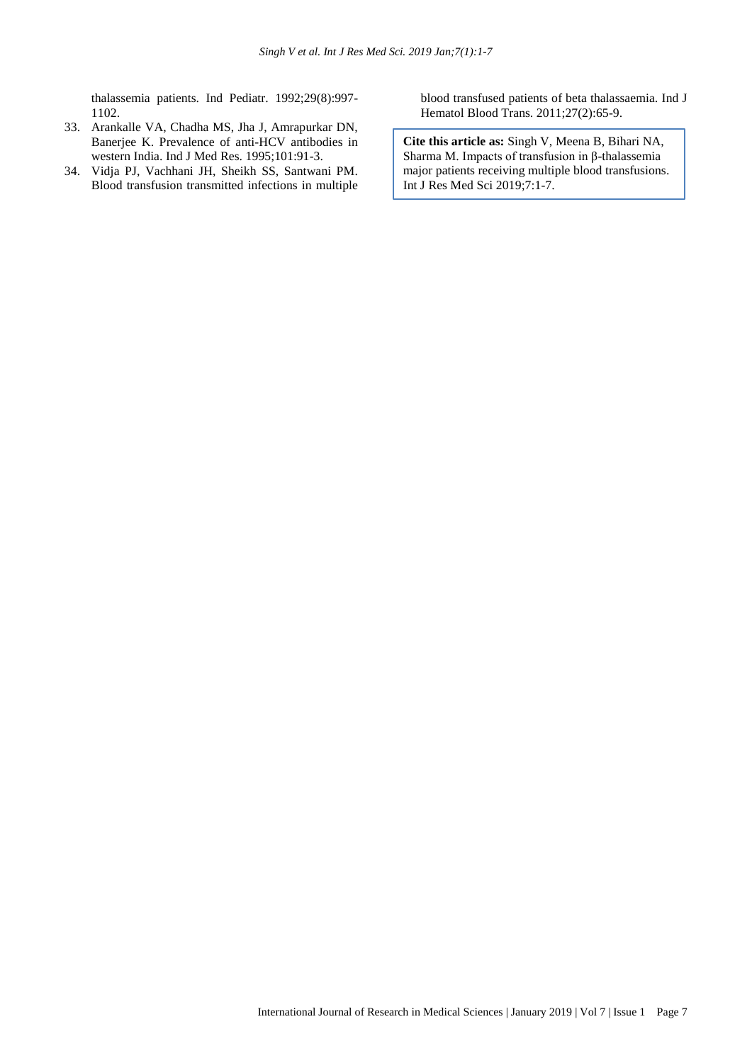thalassemia patients. Ind Pediatr. 1992;29(8):997-1102.

33. Arankalle VA, Chadha MS, Jha J, Amrapurkar DN, Banerjee K. Prevalence of anti-HCV antibodies in western India. Ind J Med Res. 1995;101:91-3.
34. Vidja PJ, Vachhani JH, Sheikh SS, Santwani PM. Blood transfusion transmitted infections in multiple blood transfused patients of beta thalassaemia. Ind J Hematol Blood Trans. 2011;27(2):65-9.

**Cite this article as:** Singh V, Meena B, Bihari NA, Sharma M. Impacts of transfusion in β-thalassemia major patients receiving multiple blood transfusions. Int J Res Med Sci 2019;7:1-7.